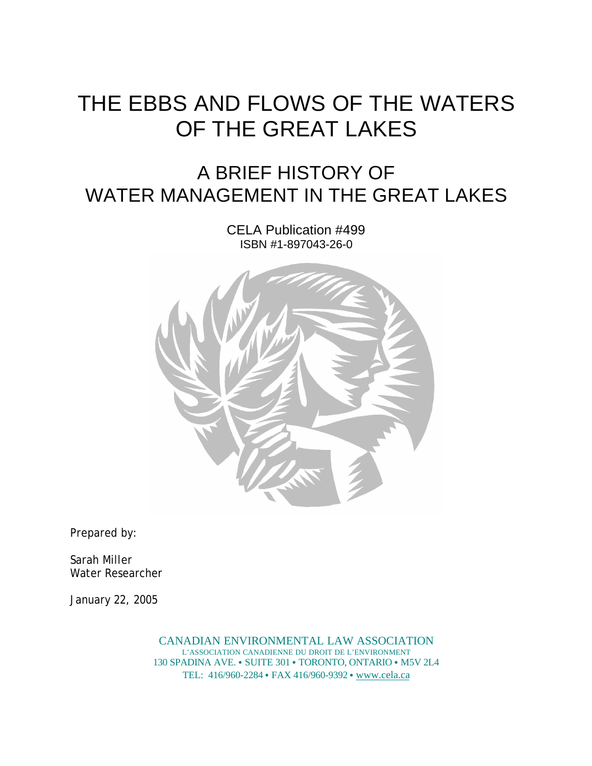# THE EBBS AND FLOWS OF THE WATERS OF THE GREAT LAKES

## A BRIEF HISTORY OF WATER MANAGEMENT IN THE GREAT LAKES

CELA Publication #499
ISBN #1-897043-26-0

Prepared by:

Sarah Miller
Water Researcher

January 22, 2005

CANADIAN ENVIRONMENTAL LAW ASSOCIATION
L'ASSOCIATION CANADIENNE DU DROIT DE L'ENVIRONMENT
130 SPADINA AVE. • SUITE 301 • TORONTO, ONTARIO • M5V 2L4
TEL: 416/960-2284 • FAX 416/960-9392 • www.cela.ca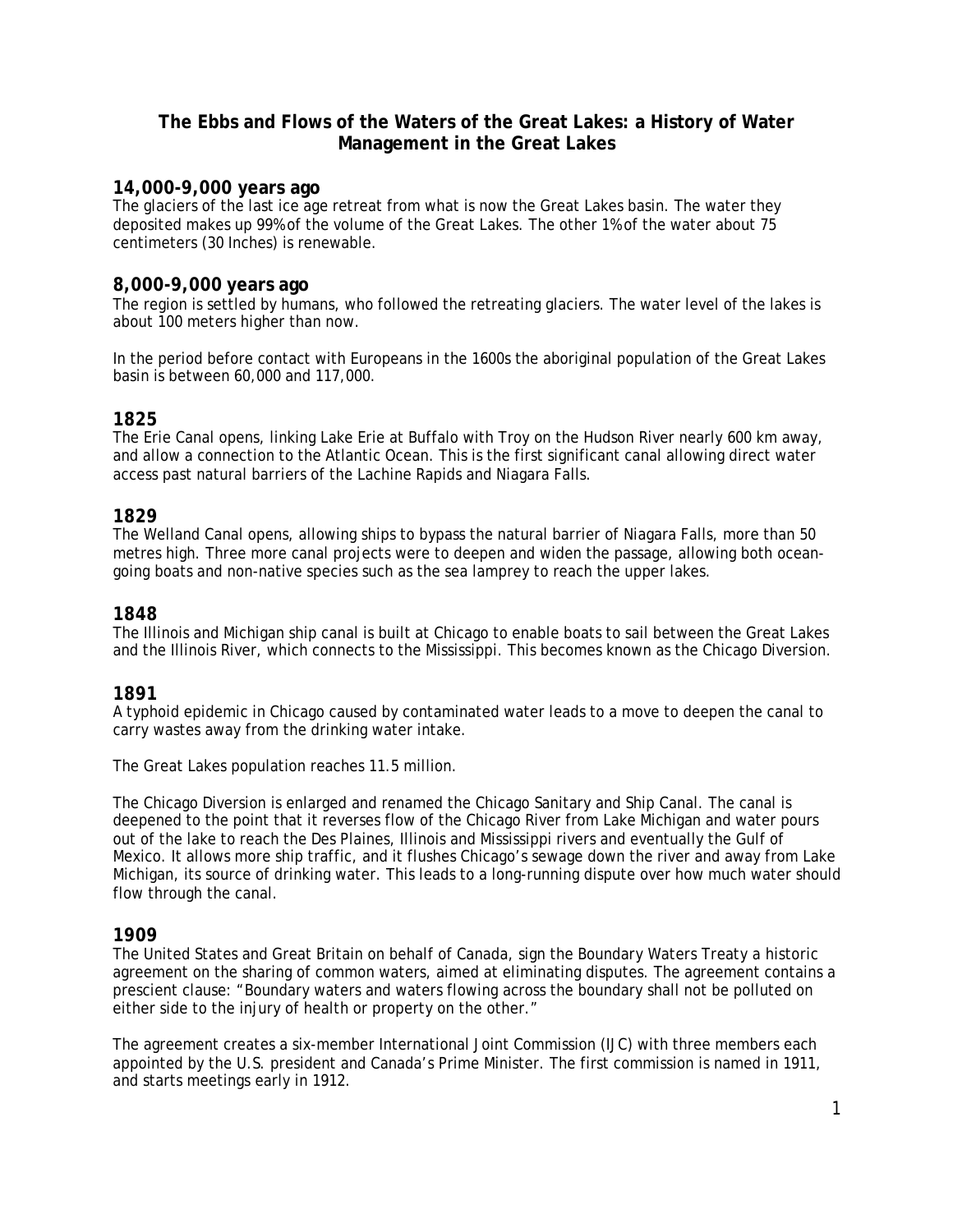# The Ebbs and Flows of the Waters of the Great Lakes: a History of Water Management in the Great Lakes

## 14,000-9,000 years ago

The glaciers of the last ice age retreat from what is now the Great Lakes basin. The water they deposited makes up 99% of the volume of the Great Lakes. The other 1% of the water about 75 centimeters (30 Inches) is renewable.

## 8,000-9,000 years ago

The region is settled by humans, who followed the retreating glaciers. The water level of the lakes is about 100 meters higher than now.

In the period before contact with Europeans in the 1600s the aboriginal population of the Great Lakes basin is between 60,000 and 117,000.

## 1825

The Erie Canal opens, linking Lake Erie at Buffalo with Troy on the Hudson River nearly 600 km away, and allow a connection to the Atlantic Ocean. This is the first significant canal allowing direct water access past natural barriers of the Lachine Rapids and Niagara Falls.

## 1829

The Welland Canal opens, allowing ships to bypass the natural barrier of Niagara Falls, more than 50 metres high. Three more canal projects were to deepen and widen the passage, allowing both ocean-going boats and non-native species such as the sea lamprey to reach the upper lakes.

## 1848

The Illinois and Michigan ship canal is built at Chicago to enable boats to sail between the Great Lakes and the Illinois River, which connects to the Mississippi. This becomes known as the Chicago Diversion.

## 1891

A typhoid epidemic in Chicago caused by contaminated water leads to a move to deepen the canal to carry wastes away from the drinking water intake.

The Great Lakes population reaches 11.5 million.

The Chicago Diversion is enlarged and renamed the Chicago Sanitary and Ship Canal. The canal is deepened to the point that it reverses flow of the Chicago River from Lake Michigan and water pours out of the lake to reach the Des Plaines, Illinois and Mississippi rivers and eventually the Gulf of Mexico. It allows more ship traffic, and it flushes Chicago's sewage down the river and away from Lake Michigan, its source of drinking water. This leads to a long-running dispute over how much water should flow through the canal.

## 1909

The United States and Great Britain on behalf of Canada, sign the Boundary Waters Treaty a historic agreement on the sharing of common waters, aimed at eliminating disputes. The agreement contains a prescient clause: "Boundary waters and waters flowing across the boundary shall not be polluted on either side to the injury of health or property on the other."

The agreement creates a six-member International Joint Commission (IJC) with three members each appointed by the U.S. president and Canada's Prime Minister. The first commission is named in 1911, and starts meetings early in 1912.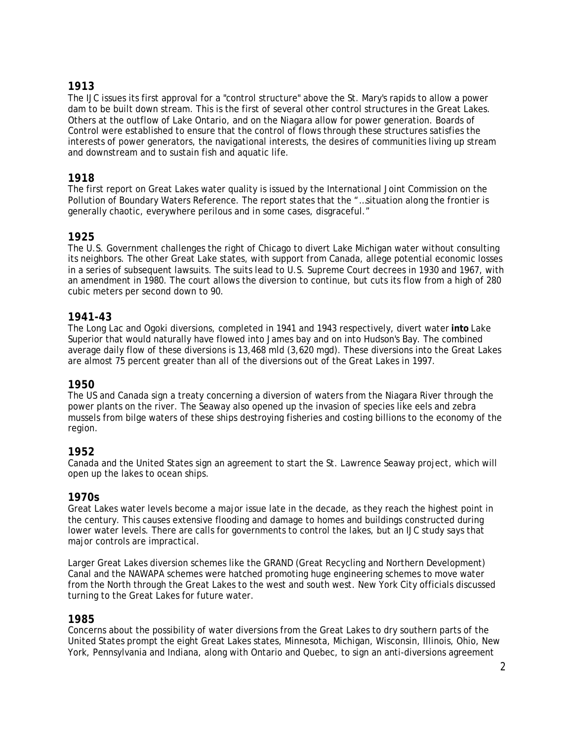## 1913

The IJC issues its first approval for a "control structure" above the St. Mary's rapids to allow a power dam to be built down stream. This is the first of several other control structures in the Great Lakes. Others at the outflow of Lake Ontario, and on the Niagara allow for power generation. Boards of Control were established to ensure that the control of flows through these structures satisfies the interests of power generators, the navigational interests, the desires of communities living up stream and downstream and to sustain fish and aquatic life.

## 1918

The first report on Great Lakes water quality is issued by the International Joint Commission on the Pollution of Boundary Waters Reference. The report states that the "…situation along the frontier is generally chaotic, everywhere perilous and in some cases, disgraceful."

## 1925

The U.S. Government challenges the right of Chicago to divert Lake Michigan water without consulting its neighbors. The other Great Lake states, with support from Canada, allege potential economic losses in a series of subsequent lawsuits. The suits lead to U.S. Supreme Court decrees in 1930 and 1967, with an amendment in 1980. The court allows the diversion to continue, but cuts its flow from a high of 280 cubic meters per second down to 90.

## 1941-43

The Long Lac and Ogoki diversions, completed in 1941 and 1943 respectively, divert water **into** Lake Superior that would naturally have flowed into James bay and on into Hudson's Bay. The combined average daily flow of these diversions is 13,468 mld (3,620 mgd). These diversions into the Great Lakes are almost 75 percent greater than all of the diversions out of the Great Lakes in 1997.

## 1950

The US and Canada sign a treaty concerning a diversion of waters from the Niagara River through the power plants on the river. The Seaway also opened up the invasion of species like eels and zebra mussels from bilge waters of these ships destroying fisheries and costing billions to the economy of the region.

## 1952

Canada and the United States sign an agreement to start the St. Lawrence Seaway project, which will open up the lakes to ocean ships.

## 1970s

Great Lakes water levels become a major issue late in the decade, as they reach the highest point in the century. This causes extensive flooding and damage to homes and buildings constructed during lower water levels. There are calls for governments to control the lakes, but an IJC study says that major controls are impractical.

Larger Great Lakes diversion schemes like the GRAND (Great Recycling and Northern Development) Canal and the NAWAPA schemes were hatched promoting huge engineering schemes to move water from the North through the Great Lakes to the west and south west. New York City officials discussed turning to the Great Lakes for future water.

## 1985

Concerns about the possibility of water diversions from the Great Lakes to dry southern parts of the United States prompt the eight Great Lakes states, Minnesota, Michigan, Wisconsin, Illinois, Ohio, New York, Pennsylvania and Indiana, along with Ontario and Quebec, to sign an anti-diversions agreement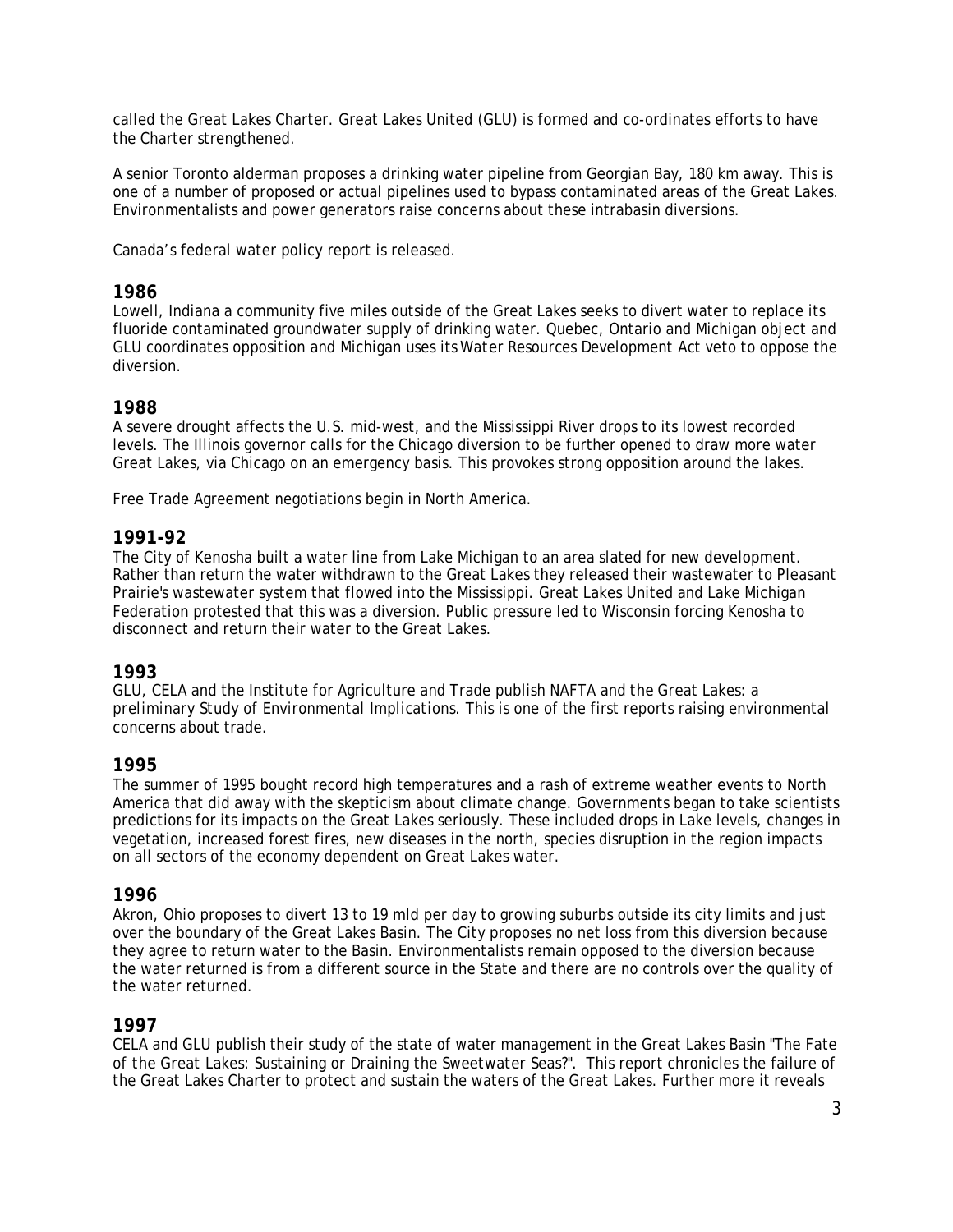called the Great Lakes Charter. Great Lakes United (GLU) is formed and co-ordinates efforts to have the Charter strengthened.

A senior Toronto alderman proposes a drinking water pipeline from Georgian Bay, 180 km away. This is one of a number of proposed or actual pipelines used to bypass contaminated areas of the Great Lakes. Environmentalists and power generators raise concerns about these intrabasin diversions.

Canada's federal water policy report is released.

## 1986

Lowell, Indiana a community five miles outside of the Great Lakes seeks to divert water to replace its fluoride contaminated groundwater supply of drinking water. Quebec, Ontario and Michigan object and GLU coordinates opposition and Michigan uses its *Water Resources Development Act* veto to oppose the diversion.

## 1988

A severe drought affects the U.S. mid-west, and the Mississippi River drops to its lowest recorded levels. The Illinois governor calls for the Chicago diversion to be further opened to draw more water Great Lakes, via Chicago on an emergency basis. This provokes strong opposition around the lakes.

Free Trade Agreement negotiations begin in North America.

## 1991-92

The City of Kenosha built a water line from Lake Michigan to an area slated for new development. Rather than return the water withdrawn to the Great Lakes they released their wastewater to Pleasant Prairie's wastewater system that flowed into the Mississippi. Great Lakes United and Lake Michigan Federation protested that this was a diversion. Public pressure led to Wisconsin forcing Kenosha to disconnect and return their water to the Great Lakes.

## 1993

GLU, CELA and the Institute for Agriculture and Trade publish *NAFTA and the Great Lakes: a preliminary Study of Environmental Implications*. This is one of the first reports raising environmental concerns about trade.

## 1995

The summer of 1995 bought record high temperatures and a rash of extreme weather events to North America that did away with the skepticism about climate change. Governments began to take scientists predictions for its impacts on the Great Lakes seriously. These included drops in Lake levels, changes in vegetation, increased forest fires, new diseases in the north, species disruption in the region impacts on all sectors of the economy dependent on Great Lakes water.

## 1996

Akron, Ohio proposes to divert 13 to 19 mld per day to growing suburbs outside its city limits and just over the boundary of the Great Lakes Basin. The City proposes no net loss from this diversion because they agree to return water to the Basin. Environmentalists remain opposed to the diversion because the water returned is from a different source in the State and there are no controls over the quality of the water returned.

## 1997

CELA and GLU publish their study of the state of water management in the Great Lakes Basin "The Fate of the Great Lakes: Sustaining or Draining the Sweetwater Seas?". This report chronicles the failure of the Great Lakes Charter to protect and sustain the waters of the Great Lakes. Further more it reveals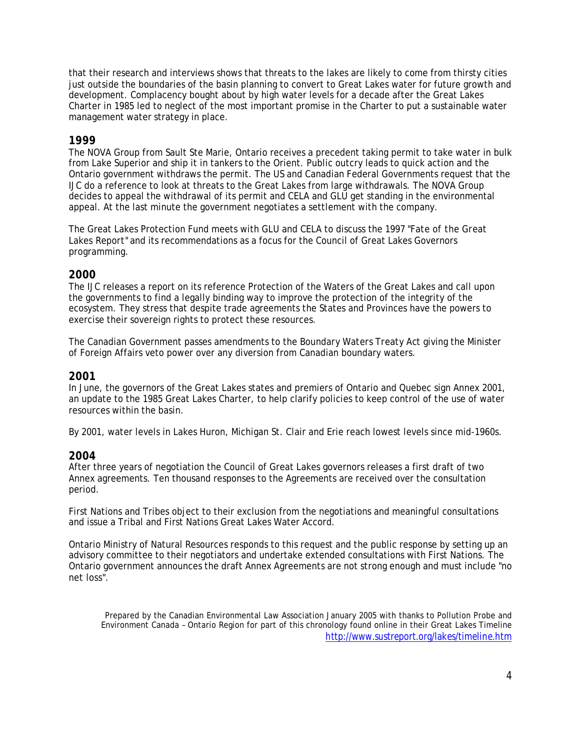that their research and interviews shows that threats to the lakes are likely to come from thirsty cities just outside the boundaries of the basin planning to convert to Great Lakes water for future growth and development. Complacency bought about by high water levels for a decade after the Great Lakes Charter in 1985 led to neglect of the most important promise in the Charter to put a sustainable water management water strategy in place.

## 1999

The NOVA Group from Sault Ste Marie, Ontario receives a precedent taking permit to take water in bulk from Lake Superior and ship it in tankers to the Orient. Public outcry leads to quick action and the Ontario government withdraws the permit. The US and Canadian Federal Governments request that the IJC do a reference to look at threats to the Great Lakes from large withdrawals. The NOVA Group decides to appeal the withdrawal of its permit and CELA and GLU get standing in the environmental appeal. At the last minute the government negotiates a settlement with the company.

The Great Lakes Protection Fund meets with GLU and CELA to discuss the 1997 "*Fate of the Great Lakes Report*" and its recommendations as a focus for the Council of Great Lakes Governors programming.

## 2000

The IJC releases a report on its reference Protection of the Waters of the Great Lakes and call upon the governments to find a legally binding way to improve the protection of the integrity of the ecosystem. They stress that despite trade agreements the States and Provinces have the powers to exercise their sovereign rights to protect these resources.

The Canadian Government passes amendments to the *Boundary Waters Treaty Act* giving the Minister of Foreign Affairs veto power over any diversion from Canadian boundary waters.

## 2001

In June, the governors of the Great Lakes states and premiers of Ontario and Quebec sign Annex 2001, an update to the 1985 Great Lakes Charter, to help clarify policies to keep control of the use of water resources within the basin.

By 2001, water levels in Lakes Huron, Michigan St. Clair and Erie reach lowest levels since mid-1960s.

## 2004

After three years of negotiation the Council of Great Lakes governors releases a first draft of two Annex agreements. Ten thousand responses to the Agreements are received over the consultation period.

First Nations and Tribes object to their exclusion from the negotiations and meaningful consultations and issue a Tribal and First Nations Great Lakes Water Accord.

Ontario Ministry of Natural Resources responds to this request and the public response by setting up an advisory committee to their negotiators and undertake extended consultations with First Nations. The Ontario government announces the draft Annex Agreements are not strong enough and must include "no net loss".

Prepared by the Canadian Environmental Law Association January 2005 with thanks to Pollution Probe and Environment Canada – Ontario Region for part of this chronology found online in their Great Lakes Timeline http://www.sustreport.org/lakes/timeline.htm